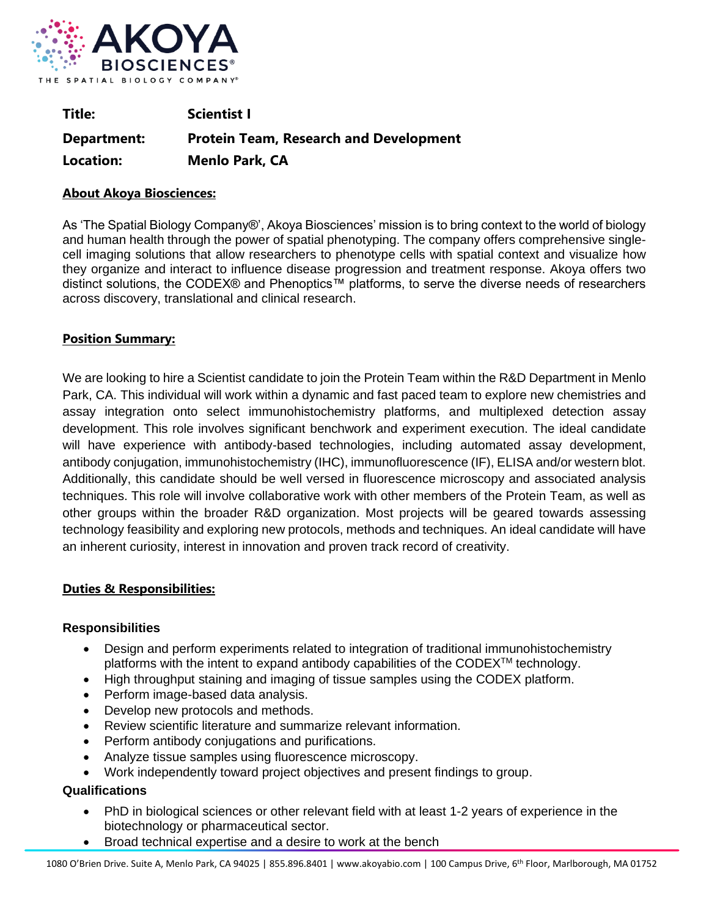**Title:** Scientist I

**Department:** Protein Team, Research and Development

**Location:** Menlo Park, CA

## About Akoya Biosciences:

As 'The Spatial Biology Company®', Akoya Biosciences' mission is to bring context to the world of biology and human health through the power of spatial phenotyping. The company offers comprehensive single-cell imaging solutions that allow researchers to phenotype cells with spatial context and visualize how they organize and interact to influence disease progression and treatment response. Akoya offers two distinct solutions, the CODEX® and Phenoptics™ platforms, to serve the diverse needs of researchers across discovery, translational and clinical research.

## Position Summary:

We are looking to hire a Scientist candidate to join the Protein Team within the R&D Department in Menlo Park, CA. This individual will work within a dynamic and fast paced team to explore new chemistries and assay integration onto select immunohistochemistry platforms, and multiplexed detection assay development. This role involves significant benchwork and experiment execution. The ideal candidate will have experience with antibody-based technologies, including automated assay development, antibody conjugation, immunohistochemistry (IHC), immunofluorescence (IF), ELISA and/or western blot. Additionally, this candidate should be well versed in fluorescence microscopy and associated analysis techniques. This role will involve collaborative work with other members of the Protein Team, as well as other groups within the broader R&D organization. Most projects will be geared towards assessing technology feasibility and exploring new protocols, methods and techniques. An ideal candidate will have an inherent curiosity, interest in innovation and proven track record of creativity.

## Duties & Responsibilities:

### Responsibilities

- Design and perform experiments related to integration of traditional immunohistochemistry platforms with the intent to expand antibody capabilities of the CODEX™ technology.
- High throughput staining and imaging of tissue samples using the CODEX platform.
- Perform image-based data analysis.
- Develop new protocols and methods.
- Review scientific literature and summarize relevant information.
- Perform antibody conjugations and purifications.
- Analyze tissue samples using fluorescence microscopy.
- Work independently toward project objectives and present findings to group.

### Qualifications

- PhD in biological sciences or other relevant field with at least 1-2 years of experience in the biotechnology or pharmaceutical sector.
- Broad technical expertise and a desire to work at the bench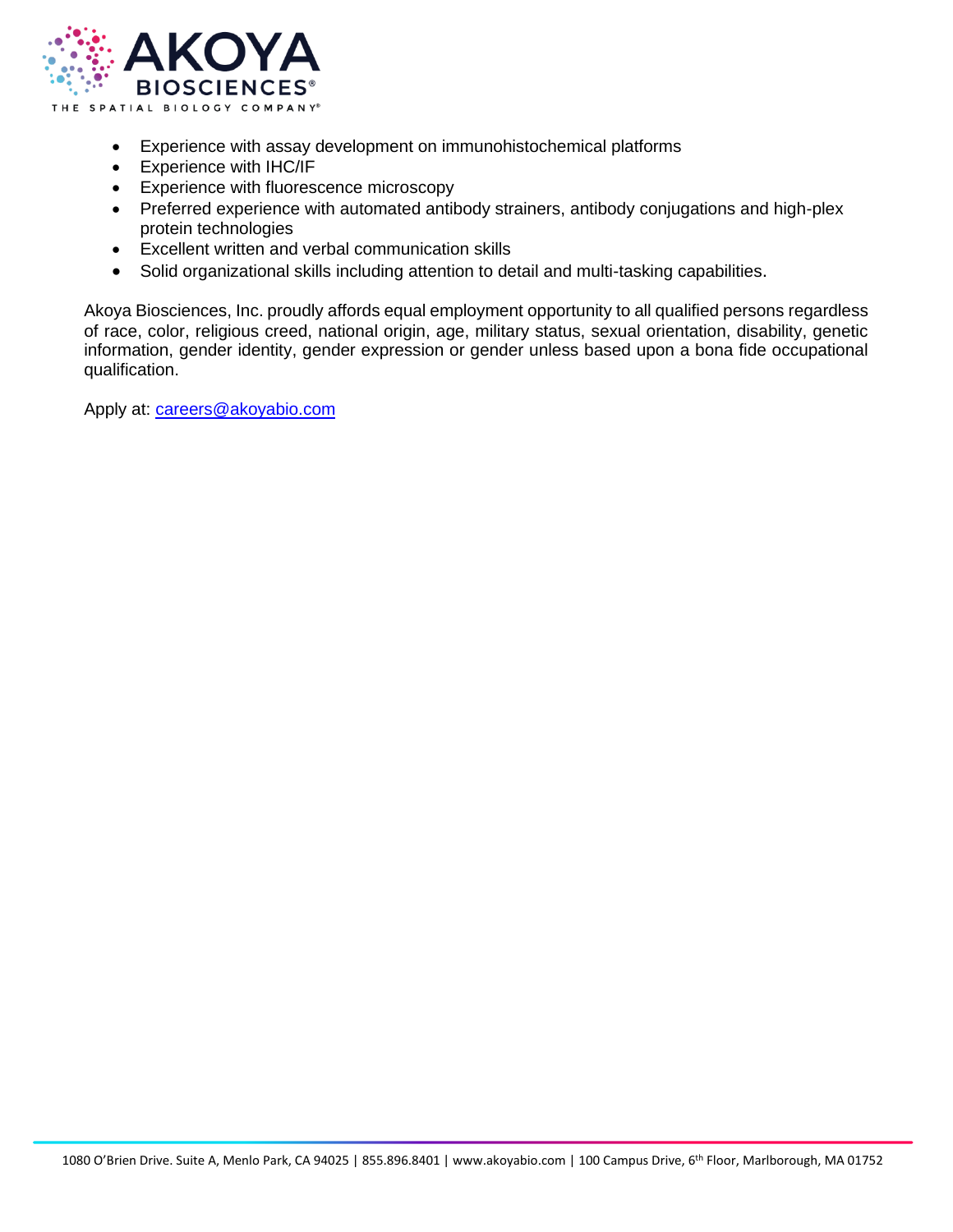- Experience with assay development on immunohistochemical platforms
- Experience with IHC/IF
- Experience with fluorescence microscopy
- Preferred experience with automated antibody strainers, antibody conjugations and high-plex protein technologies
- Excellent written and verbal communication skills
- Solid organizational skills including attention to detail and multi-tasking capabilities.

Akoya Biosciences, Inc. proudly affords equal employment opportunity to all qualified persons regardless of race, color, religious creed, national origin, age, military status, sexual orientation, disability, genetic information, gender identity, gender expression or gender unless based upon a bona fide occupational qualification.

Apply at: careers@akoyabio.com